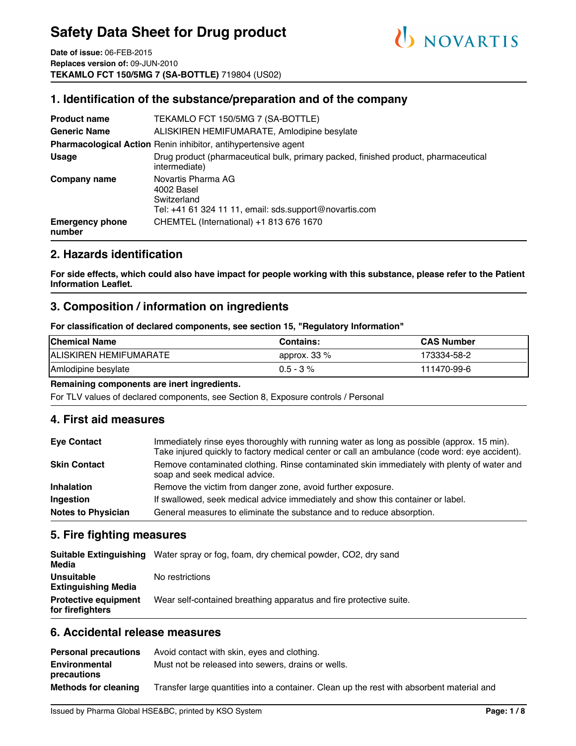# Safety Data Sheet for Drug product

**Date of issue:** 06-FEB-2015
**Replaces version of:** 09-JUN-2010
**TEKAMLO FCT 150/5MG 7 (SA-BOTTLE)** 719804 (US02)

## 1. Identification of the substance/preparation and of the company

| | |
|---|---|
| **Product name** | TEKAMLO FCT 150/5MG 7 (SA-BOTTLE) |
| **Generic Name** | ALISKIREN HEMIFUMARATE, Amlodipine besylate |
| **Pharmacological Action** | Renin inhibitor, antihypertensive agent |
| **Usage** | Drug product (pharmaceutical bulk, primary packed, finished product, pharmaceutical intermediate) |
| **Company name** | Novartis Pharma AG<br>4002 Basel<br>Switzerland<br>Tel: +41 61 324 11 11, email: sds.support@novartis.com |
| **Emergency phone number** | CHEMTEL (International) +1 813 676 1670 |

## 2. Hazards identification

**For side effects, which could also have impact for people working with this substance, please refer to the Patient Information Leaflet.**

## 3. Composition / information on ingredients

**For classification of declared components, see section 15, "Regulatory Information"**

| Chemical Name | Contains: | CAS Number |
|---|---|---|
| ALISKIREN HEMIFUMARATE | approx. 33 % | 173334-58-2 |
| Amlodipine besylate | 0.5 - 3 % | 111470-99-6 |

**Remaining components are inert ingredients.**

For TLV values of declared components, see Section 8, Exposure controls / Personal

## 4. First aid measures

| | |
|---|---|
| **Eye Contact** | Immediately rinse eyes thoroughly with running water as long as possible (approx. 15 min). Take injured quickly to factory medical center or call an ambulance (code word: eye accident). |
| **Skin Contact** | Remove contaminated clothing. Rinse contaminated skin immediately with plenty of water and soap and seek medical advice. |
| **Inhalation** | Remove the victim from danger zone, avoid further exposure. |
| **Ingestion** | If swallowed, seek medical advice immediately and show this container or label. |
| **Notes to Physician** | General measures to eliminate the substance and to reduce absorption. |

## 5. Fire fighting measures

| | |
|---|---|
| **Suitable Extinguishing Media** | Water spray or fog, foam, dry chemical powder, CO2, dry sand |
| **Unsuitable Extinguishing Media** | No restrictions |
| **Protective equipment for firefighters** | Wear self-contained breathing apparatus and fire protective suite. |

## 6. Accidental release measures

| | |
|---|---|
| **Personal precautions** | Avoid contact with skin, eyes and clothing. |
| **Environmental precautions** | Must not be released into sewers, drains or wells. |
| **Methods for cleaning** | Transfer large quantities into a container. Clean up the rest with absorbent material and |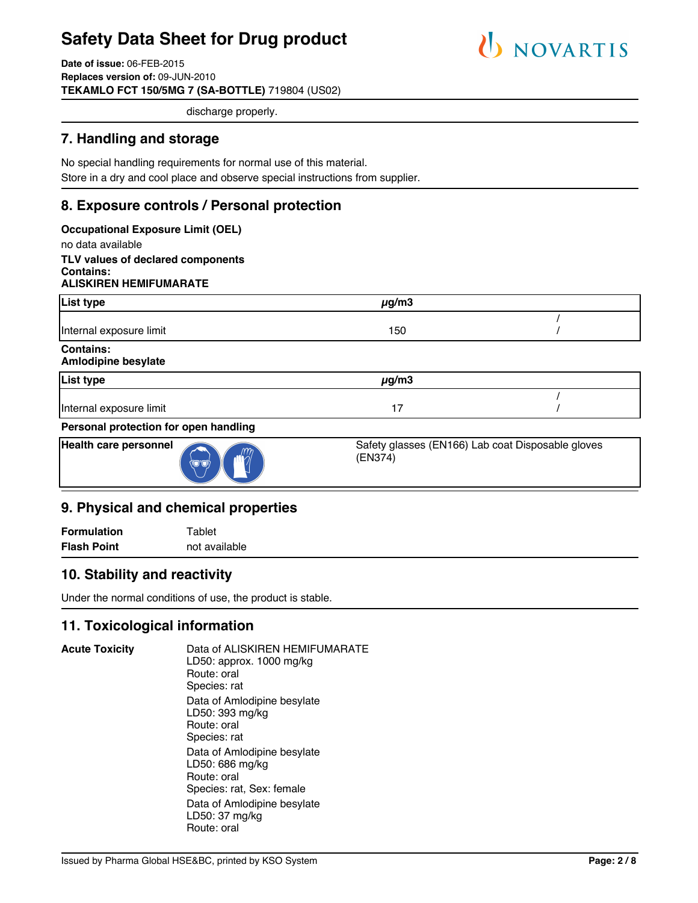discharge properly.

## 7. Handling and storage

No special handling requirements for normal use of this material.
Store in a dry and cool place and observe special instructions from supplier.

## 8. Exposure controls / Personal protection

**Occupational Exposure Limit (OEL)**
no data available

**TLV values of declared components**
**Contains:**
**ALISKIREN HEMIFUMARATE**

| List type | µg/m3 | |
|---|---|---|
| Internal exposure limit | 150 | / / |

**Contains:**
**Amlodipine besylate**

| List type | µg/m3 | |
|---|---|---|
| Internal exposure limit | 17 | / / |

**Personal protection for open handling**

| Health care personnel | Safety glasses (EN166) Lab coat Disposable gloves (EN374) |
|---|---|

## 9. Physical and chemical properties

**Formulation** Tablet
**Flash Point** not available

## 10. Stability and reactivity

Under the normal conditions of use, the product is stable.

## 11. Toxicological information

**Acute Toxicity**

Data of ALISKIREN HEMIFUMARATE
LD50: approx. 1000 mg/kg
Route: oral
Species: rat

Data of Amlodipine besylate
LD50: 393 mg/kg
Route: oral
Species: rat

Data of Amlodipine besylate
LD50: 686 mg/kg
Route: oral
Species: rat, Sex: female

Data of Amlodipine besylate
LD50: 37 mg/kg
Route: oral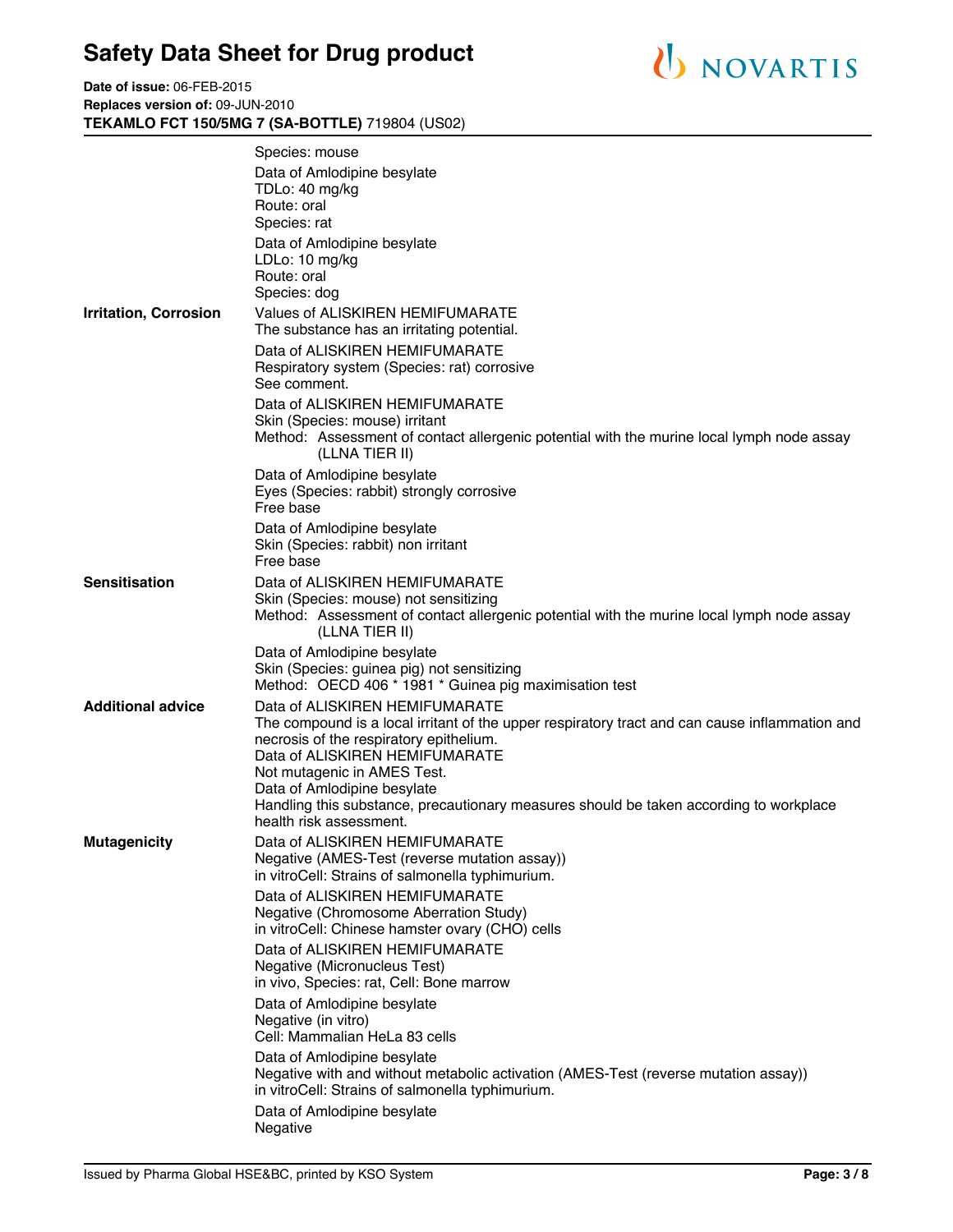| | |
|---|---|
| | Species: mouse |
| | Data of Amlodipine besylate<br>TDLo: 40 mg/kg<br>Route: oral<br>Species: rat |
| | Data of Amlodipine besylate<br>LDLo: 10 mg/kg<br>Route: oral<br>Species: dog |
| **Irritation, Corrosion** | Values of ALISKIREN HEMIFUMARATE<br>The substance has an irritating potential. |
| | Data of ALISKIREN HEMIFUMARATE<br>Respiratory system (Species: rat) corrosive<br>See comment. |
| | Data of ALISKIREN HEMIFUMARATE<br>Skin (Species: mouse) irritant<br>Method: Assessment of contact allergenic potential with the murine local lymph node assay (LLNA TIER II) |
| | Data of Amlodipine besylate<br>Eyes (Species: rabbit) strongly corrosive<br>Free base |
| | Data of Amlodipine besylate<br>Skin (Species: rabbit) non irritant<br>Free base |
| **Sensitisation** | Data of ALISKIREN HEMIFUMARATE<br>Skin (Species: mouse) not sensitizing<br>Method: Assessment of contact allergenic potential with the murine local lymph node assay (LLNA TIER II) |
| | Data of Amlodipine besylate<br>Skin (Species: guinea pig) not sensitizing<br>Method: OECD 406 * 1981 * Guinea pig maximisation test |
| **Additional advice** | Data of ALISKIREN HEMIFUMARATE<br>The compound is a local irritant of the upper respiratory tract and can cause inflammation and necrosis of the respiratory epithelium.<br>Data of ALISKIREN HEMIFUMARATE<br>Not mutagenic in AMES Test.<br>Data of Amlodipine besylate<br>Handling this substance, precautionary measures should be taken according to workplace health risk assessment. |
| **Mutagenicity** | Data of ALISKIREN HEMIFUMARATE<br>Negative (AMES-Test (reverse mutation assay))<br>in vitroCell: Strains of salmonella typhimurium. |
| | Data of ALISKIREN HEMIFUMARATE<br>Negative (Chromosome Aberration Study)<br>in vitroCell: Chinese hamster ovary (CHO) cells |
| | Data of ALISKIREN HEMIFUMARATE<br>Negative (Micronucleus Test)<br>in vivo, Species: rat, Cell: Bone marrow |
| | Data of Amlodipine besylate<br>Negative (in vitro)<br>Cell: Mammalian HeLa 83 cells |
| | Data of Amlodipine besylate<br>Negative with and without metabolic activation (AMES-Test (reverse mutation assay))<br>in vitroCell: Strains of salmonella typhimurium. |
| | Data of Amlodipine besylate<br>Negative |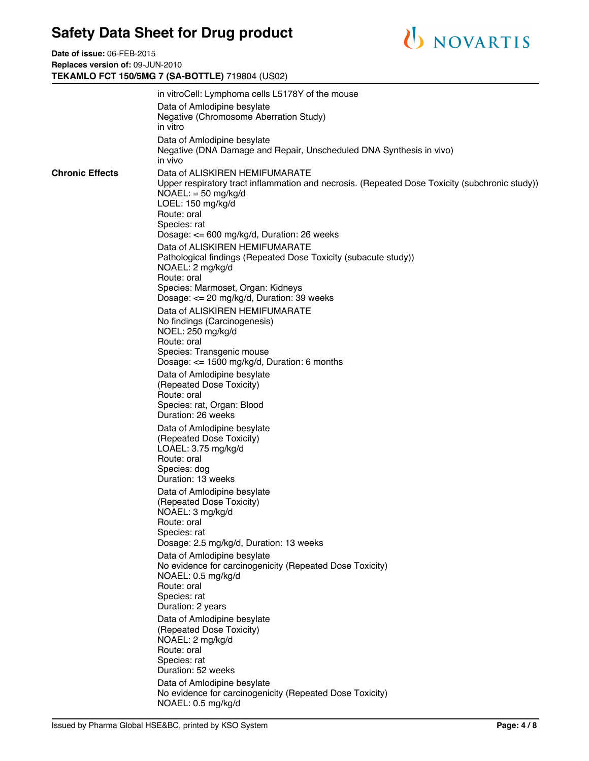in vitroCell: Lymphoma cells L5178Y of the mouse

Data of Amlodipine besylate
Negative (Chromosome Aberration Study)
in vitro

Data of Amlodipine besylate
Negative (DNA Damage and Repair, Unscheduled DNA Synthesis in vivo)
in vivo

**Chronic Effects**

Data of ALISKIREN HEMIFUMARATE
Upper respiratory tract inflammation and necrosis. (Repeated Dose Toxicity (subchronic study))
NOAEL: = 50 mg/kg/d
LOEL: 150 mg/kg/d
Route: oral
Species: rat
Dosage: <= 600 mg/kg/d, Duration: 26 weeks

Data of ALISKIREN HEMIFUMARATE
Pathological findings (Repeated Dose Toxicity (subacute study))
NOAEL: 2 mg/kg/d
Route: oral
Species: Marmoset, Organ: Kidneys
Dosage: <= 20 mg/kg/d, Duration: 39 weeks

Data of ALISKIREN HEMIFUMARATE
No findings (Carcinogenesis)
NOEL: 250 mg/kg/d
Route: oral
Species: Transgenic mouse
Dosage: <= 1500 mg/kg/d, Duration: 6 months

Data of Amlodipine besylate
(Repeated Dose Toxicity)
Route: oral
Species: rat, Organ: Blood
Duration: 26 weeks

Data of Amlodipine besylate
(Repeated Dose Toxicity)
LOAEL: 3.75 mg/kg/d
Route: oral
Species: dog
Duration: 13 weeks

Data of Amlodipine besylate
(Repeated Dose Toxicity)
NOAEL: 3 mg/kg/d
Route: oral
Species: rat
Dosage: 2.5 mg/kg/d, Duration: 13 weeks

Data of Amlodipine besylate
No evidence for carcinogenicity (Repeated Dose Toxicity)
NOAEL: 0.5 mg/kg/d
Route: oral
Species: rat
Duration: 2 years

Data of Amlodipine besylate
(Repeated Dose Toxicity)
NOAEL: 2 mg/kg/d
Route: oral
Species: rat
Duration: 52 weeks

Data of Amlodipine besylate
No evidence for carcinogenicity (Repeated Dose Toxicity)
NOAEL: 0.5 mg/kg/d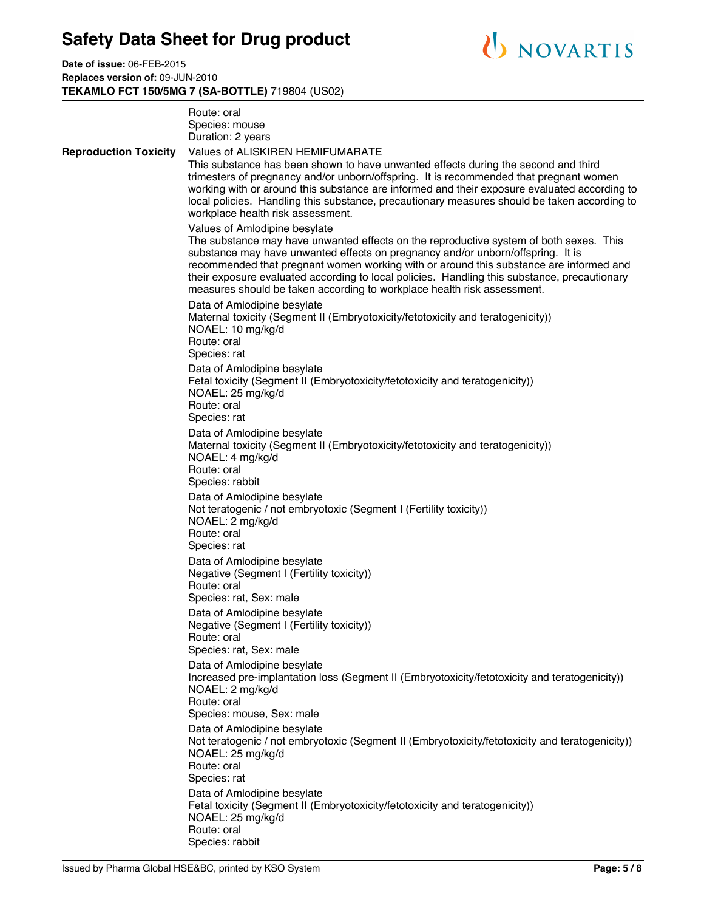Route: oral
Species: mouse
Duration: 2 years

**Reproduction Toxicity**

Values of ALISKIREN HEMIFUMARATE
This substance has been shown to have unwanted effects during the second and third trimesters of pregnancy and/or unborn/offspring. It is recommended that pregnant women working with or around this substance are informed and their exposure evaluated according to local policies. Handling this substance, precautionary measures should be taken according to workplace health risk assessment.

Values of Amlodipine besylate
The substance may have unwanted effects on the reproductive system of both sexes. This substance may have unwanted effects on pregnancy and/or unborn/offspring. It is recommended that pregnant women working with or around this substance are informed and their exposure evaluated according to local policies. Handling this substance, precautionary measures should be taken according to workplace health risk assessment.

Data of Amlodipine besylate
Maternal toxicity (Segment II (Embryotoxicity/fetotoxicity and teratogenicity))
NOAEL: 10 mg/kg/d
Route: oral
Species: rat

Data of Amlodipine besylate
Fetal toxicity (Segment II (Embryotoxicity/fetotoxicity and teratogenicity))
NOAEL: 25 mg/kg/d
Route: oral
Species: rat

Data of Amlodipine besylate
Maternal toxicity (Segment II (Embryotoxicity/fetotoxicity and teratogenicity))
NOAEL: 4 mg/kg/d
Route: oral
Species: rabbit

Data of Amlodipine besylate
Not teratogenic / not embryotoxic (Segment I (Fertility toxicity))
NOAEL: 2 mg/kg/d
Route: oral
Species: rat

Data of Amlodipine besylate
Negative (Segment I (Fertility toxicity))
Route: oral
Species: rat, Sex: male

Data of Amlodipine besylate
Negative (Segment I (Fertility toxicity))
Route: oral
Species: rat, Sex: male

Data of Amlodipine besylate
Increased pre-implantation loss (Segment II (Embryotoxicity/fetotoxicity and teratogenicity))
NOAEL: 2 mg/kg/d
Route: oral
Species: mouse, Sex: male

Data of Amlodipine besylate
Not teratogenic / not embryotoxic (Segment II (Embryotoxicity/fetotoxicity and teratogenicity))
NOAEL: 25 mg/kg/d
Route: oral
Species: rat

Data of Amlodipine besylate
Fetal toxicity (Segment II (Embryotoxicity/fetotoxicity and teratogenicity))
NOAEL: 25 mg/kg/d
Route: oral
Species: rabbit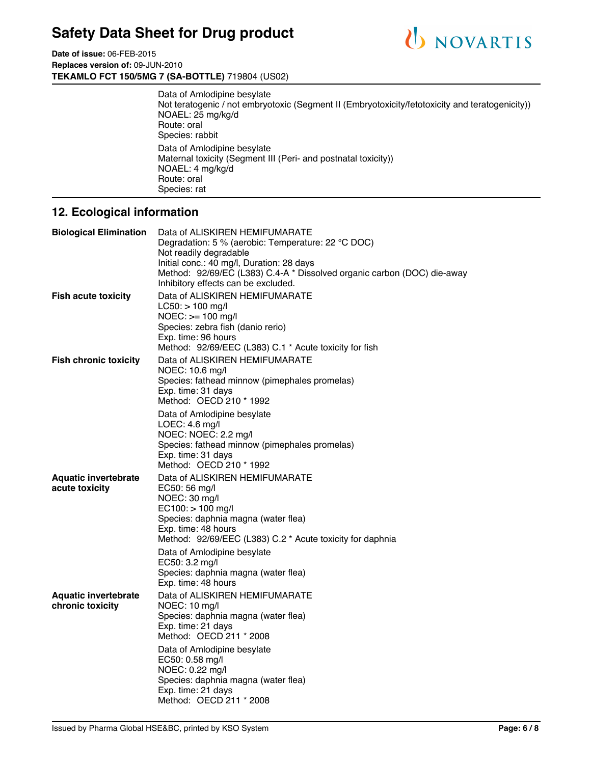Data of Amlodipine besylate
Not teratogenic / not embryotoxic (Segment II (Embryotoxicity/fetotoxicity and teratogenicity))
NOAEL: 25 mg/kg/d
Route: oral
Species: rabbit

Data of Amlodipine besylate
Maternal toxicity (Segment III (Peri- and postnatal toxicity))
NOAEL: 4 mg/kg/d
Route: oral
Species: rat

## 12. Ecological information

**Biological Elimination**

Data of ALISKIREN HEMIFUMARATE
Degradation: 5 % (aerobic: Temperature: 22 °C DOC)
Not readily degradable
Initial conc.: 40 mg/l, Duration: 28 days
Method: 92/69/EC (L383) C.4-A * Dissolved organic carbon (DOC) die-away
Inhibitory effects can be excluded.

**Fish acute toxicity**

Data of ALISKIREN HEMIFUMARATE
LC50: > 100 mg/l
NOEC: >= 100 mg/l
Species: zebra fish (danio rerio)
Exp. time: 96 hours
Method: 92/69/EEC (L383) C.1 * Acute toxicity for fish

**Fish chronic toxicity**

Data of ALISKIREN HEMIFUMARATE
NOEC: 10.6 mg/l
Species: fathead minnow (pimephales promelas)
Exp. time: 31 days
Method: OECD 210 * 1992

Data of Amlodipine besylate
LOEC: 4.6 mg/l
NOEC: NOEC: 2.2 mg/l
Species: fathead minnow (pimephales promelas)
Exp. time: 31 days
Method: OECD 210 * 1992

**Aquatic invertebrate acute toxicity**

Data of ALISKIREN HEMIFUMARATE
EC50: 56 mg/l
NOEC: 30 mg/l
EC100: > 100 mg/l
Species: daphnia magna (water flea)
Exp. time: 48 hours
Method: 92/69/EEC (L383) C.2 * Acute toxicity for daphnia

Data of Amlodipine besylate
EC50: 3.2 mg/l
Species: daphnia magna (water flea)
Exp. time: 48 hours

**Aquatic invertebrate chronic toxicity**

Data of ALISKIREN HEMIFUMARATE
NOEC: 10 mg/l
Species: daphnia magna (water flea)
Exp. time: 21 days
Method: OECD 211 * 2008

Data of Amlodipine besylate
EC50: 0.58 mg/l
NOEC: 0.22 mg/l
Species: daphnia magna (water flea)
Exp. time: 21 days
Method: OECD 211 * 2008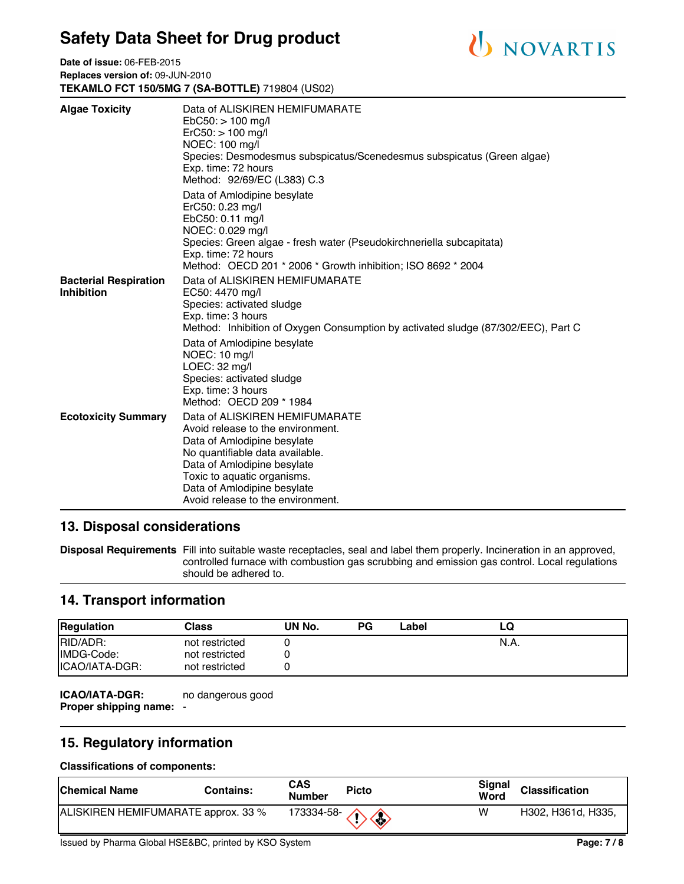| | |
|---|---|
| **Algae Toxicity** | Data of ALISKIREN HEMIFUMARATE<br>EbC50: > 100 mg/l<br>ErC50: > 100 mg/l<br>NOEC: 100 mg/l<br>Species: Desmodesmus subspicatus/Scenedesmus subspicatus (Green algae)<br>Exp. time: 72 hours<br>Method: 92/69/EC (L383) C.3 |
| | Data of Amlodipine besylate<br>ErC50: 0.23 mg/l<br>EbC50: 0.11 mg/l<br>NOEC: 0.029 mg/l<br>Species: Green algae - fresh water (Pseudokirchneriella subcapitata)<br>Exp. time: 72 hours<br>Method: OECD 201 * 2006 * Growth inhibition; ISO 8692 * 2004 |
| **Bacterial Respiration Inhibition** | Data of ALISKIREN HEMIFUMARATE<br>EC50: 4470 mg/l<br>Species: activated sludge<br>Exp. time: 3 hours<br>Method: Inhibition of Oxygen Consumption by activated sludge (87/302/EEC), Part C |
| | Data of Amlodipine besylate<br>NOEC: 10 mg/l<br>LOEC: 32 mg/l<br>Species: activated sludge<br>Exp. time: 3 hours<br>Method: OECD 209 * 1984 |
| **Ecotoxicity Summary** | Data of ALISKIREN HEMIFUMARATE<br>Avoid release to the environment.<br>Data of Amlodipine besylate<br>No quantifiable data available.<br>Data of Amlodipine besylate<br>Toxic to aquatic organisms.<br>Data of Amlodipine besylate<br>Avoid release to the environment. |

## 13. Disposal considerations

**Disposal Requirements** Fill into suitable waste receptacles, seal and label them properly. Incineration in an approved, controlled furnace with combustion gas scrubbing and emission gas control. Local regulations should be adhered to.

## 14. Transport information

| Regulation | Class | UN No. | PG | Label | LQ |
|---|---|---|---|---|---|
| RID/ADR: | not restricted | 0 | | | N.A. |
| IMDG-Code: | not restricted | 0 | | | |
| ICAO/IATA-DGR: | not restricted | 0 | | | |

**ICAO/IATA-DGR:** no dangerous good
**Proper shipping name:** -

## 15. Regulatory information

**Classifications of components:**

| Chemical Name | Contains: | CAS Number | Picto | Signal Word | Classification |
|---|---|---|---|---|---|
| ALISKIREN HEMIFUMARATE | approx. 33 % | 173334-58- | | W | H302, H361d, H335, |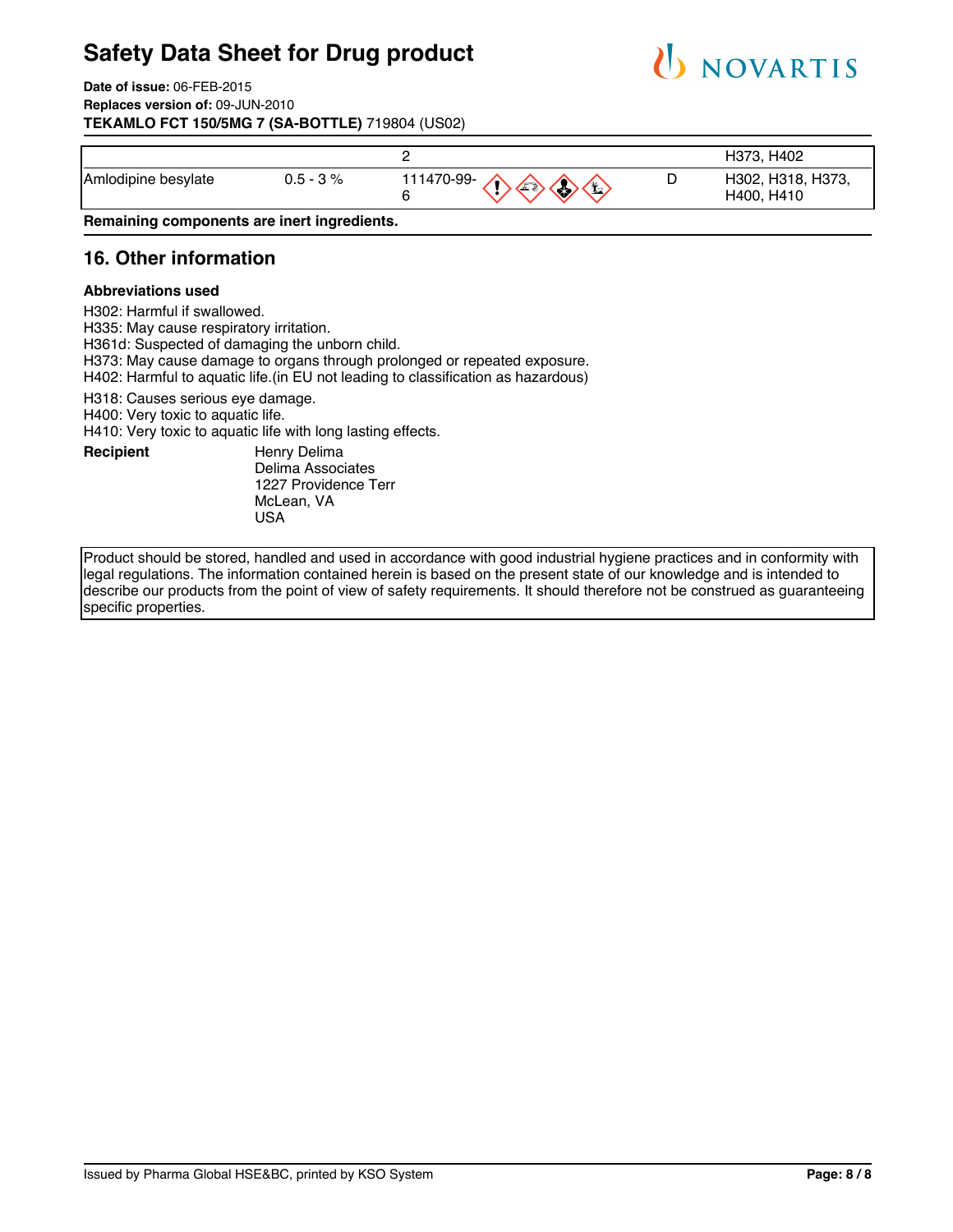| | | | | | |
|---|---|---|---|---|---|
| | | 2 | | | H373, H402 |
| Amlodipine besylate | 0.5 - 3 % | 111470-99-6 | | D | H302, H318, H373, H400, H410 |

**Remaining components are inert ingredients.**

## 16. Other information

**Abbreviations used**

H302: Harmful if swallowed.
H335: May cause respiratory irritation.
H361d: Suspected of damaging the unborn child.
H373: May cause damage to organs through prolonged or repeated exposure.
H402: Harmful to aquatic life.(in EU not leading to classification as hazardous)
H318: Causes serious eye damage.
H400: Very toxic to aquatic life.
H410: Very toxic to aquatic life with long lasting effects.

**Recipient**

Henry Delima
Delima Associates
1227 Providence Terr
McLean, VA
USA

Product should be stored, handled and used in accordance with good industrial hygiene practices and in conformity with legal regulations. The information contained herein is based on the present state of our knowledge and is intended to describe our products from the point of view of safety requirements. It should therefore not be construed as guaranteeing specific properties.